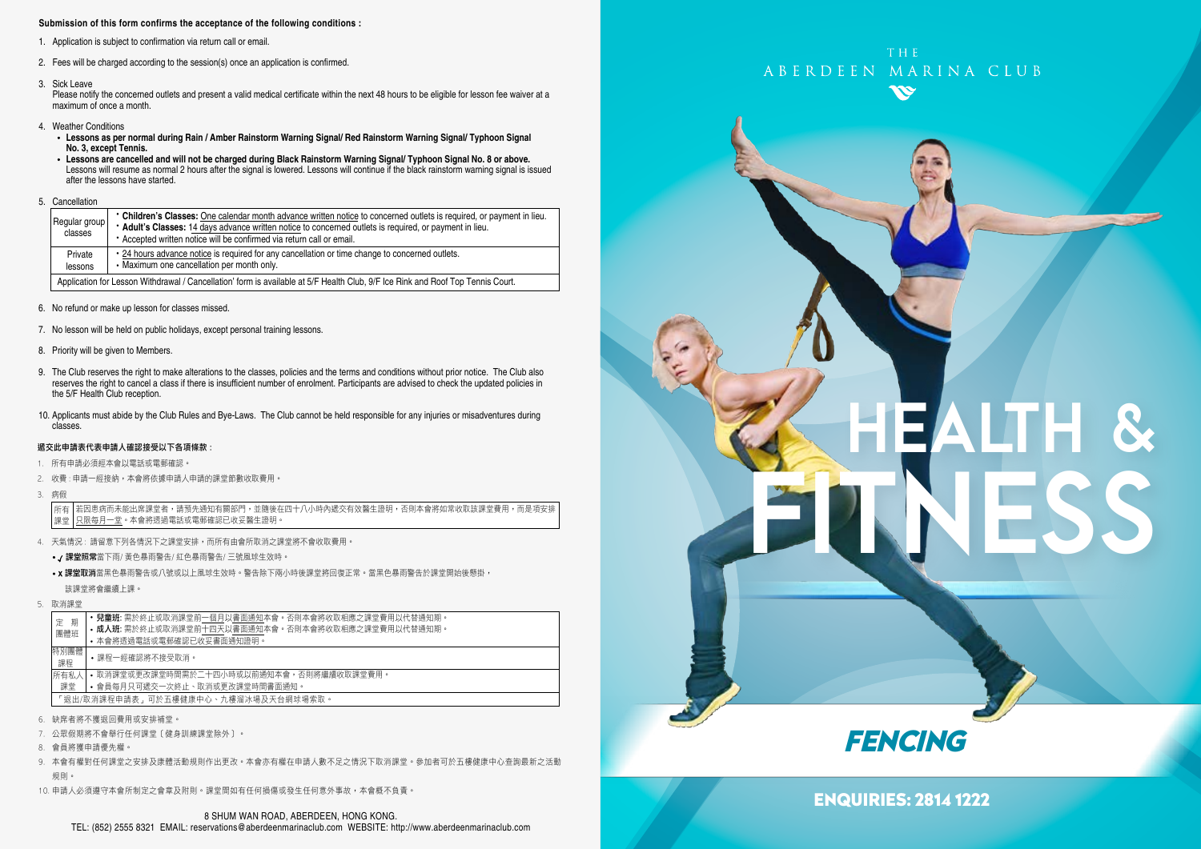**Submission of this form confirms the acceptance of the following conditions :**

1. Application is subject to confirmation via return call or email.
2. Fees will be charged according to the session(s) once an application is confirmed.
3. Sick Leave
   Please notify the concerned outlets and present a valid medical certificate within the next 48 hours to be eligible for lesson fee waiver at a maximum of once a month.
4. Weather Conditions
   - **Lessons as per normal during Rain / Amber Rainstorm Warning Signal/ Red Rainstorm Warning Signal/ Typhoon Signal No. 3, except Tennis.**
   - **Lessons are cancelled and will not be charged during Black Rainstorm Warning Signal/ Typhoon Signal No. 8 or above.** Lessons will resume as normal 2 hours after the signal is lowered. Lessons will continue if the black rainstorm warning signal is issued after the lessons have started.
5. Cancellation

| | |
|---|---|
| Regular group classes | • **Children's Classes:** One calendar month advance written notice to concerned outlets is required, or payment in lieu.<br>• **Adult's Classes:** 14 days advance written notice to concerned outlets is required, or payment in lieu.<br>• Accepted written notice will be confirmed via return call or email. |
| Private lessons | • 24 hours advance notice is required for any cancellation or time change to concerned outlets.<br>• Maximum one cancellation per month only. |
| Application for Lesson Withdrawal / Cancellation' form is available at 5/F Health Club, 9/F Ice Rink and Roof Top Tennis Court. | |

6. No refund or make up lesson for classes missed.
7. No lesson will be held on public holidays, except personal training lessons.
8. Priority will be given to Members.
9. The Club reserves the right to make alterations to the classes, policies and the terms and conditions without prior notice. The Club also reserves the right to cancel a class if there is insufficient number of enrolment. Participants are advised to check the updated policies in the 5/F Health Club reception.
10. Applicants must abide by the Club Rules and Bye-Laws. The Club cannot be held responsible for any injuries or misadventures during classes.

**遞交此申請表代表申請人確認接受以下各項條款：**

1. 所有申請必須經本會以電話或電郵確認。
2. 收費：申請一經接納，本會將依據申請人申請的課堂節數收取費用。
3. 病假

| | |
|---|---|
| 所有課堂 | 若因患病而未能出席課堂者，請預先通知有關部門，並隨後在四十八小時內遞交有效醫生證明，否則本會將如常收取該課堂費用，而是項安排只限每月一堂。本會將透過電話或電郵確認已收妥醫生證明。 |

4. 天氣情況：請留意下列各情況下之課堂安排，而所有由會所取消之課堂將不會收取費用。
   - ✓ **課堂照常**當下雨/ 黃色暴雨警告/ 紅色暴雨警告/ 三號風球生效時。
   - x **課堂取消**當黑色暴雨警告或八號或以上風球生效時。警告除下兩小時後課堂將回復正常。當黑色暴雨警告於課堂開始後懸掛，該課堂將會繼續上課。
5. 取消課堂

| | |
|---|---|
| 定期團體班 | • **兒童班:** 需於終止或取消課堂前一個月以書面通知本會。否則本會將收取相應之課堂費用以代替通知期。<br>• **成人班:** 需於終止或取消課堂前十四天以書面通知本會。否則本會將收取相應之課堂費用以代替通知期。<br>• 本會將透過電話或電郵確認已收妥書面通知證明。 |
| 特別團體課程 | • 課程一經確認將不接受取消。 |
| 所有私人課堂 | • 取消課堂或更改課堂時間需於二十四小時或以前通知本會，否則將繼續收取課堂費用。<br>• 會員每月只可遞交一次終止、取消或更改課堂時間書面通知。 |
| 「退出/取消課程申請表」可於五樓健康中心、九樓溜冰場及天台網球場索取。 | |

6. 缺席者將不獲退回費用或安排補堂。
7. 公眾假期將不會舉行任何課堂〔健身訓練課堂除外〕。
8. 會員將獲申請優先權。
9. 本會有權對任何課堂之安排及康體活動規則作出更改。本會亦有權在申請人數不足之情況下取消課堂。參加者可於五樓健康中心查詢最新之活動規則。
10. 申請人必須遵守本會所制定之會章及附則。課堂間如有任何損傷或發生任何意外事故，本會概不負責。

8 SHUM WAN ROAD, ABERDEEN, HONG KONG.
TEL: (852) 2555 8321 EMAIL: reservations@aberdeenmarinaclub.com WEBSITE: http://www.aberdeenmarinaclub.com

THE ABERDEEN MARINA CLUB

# HEALTH & FITNESS

## FENCING

**ENQUIRIES: 2814 1222**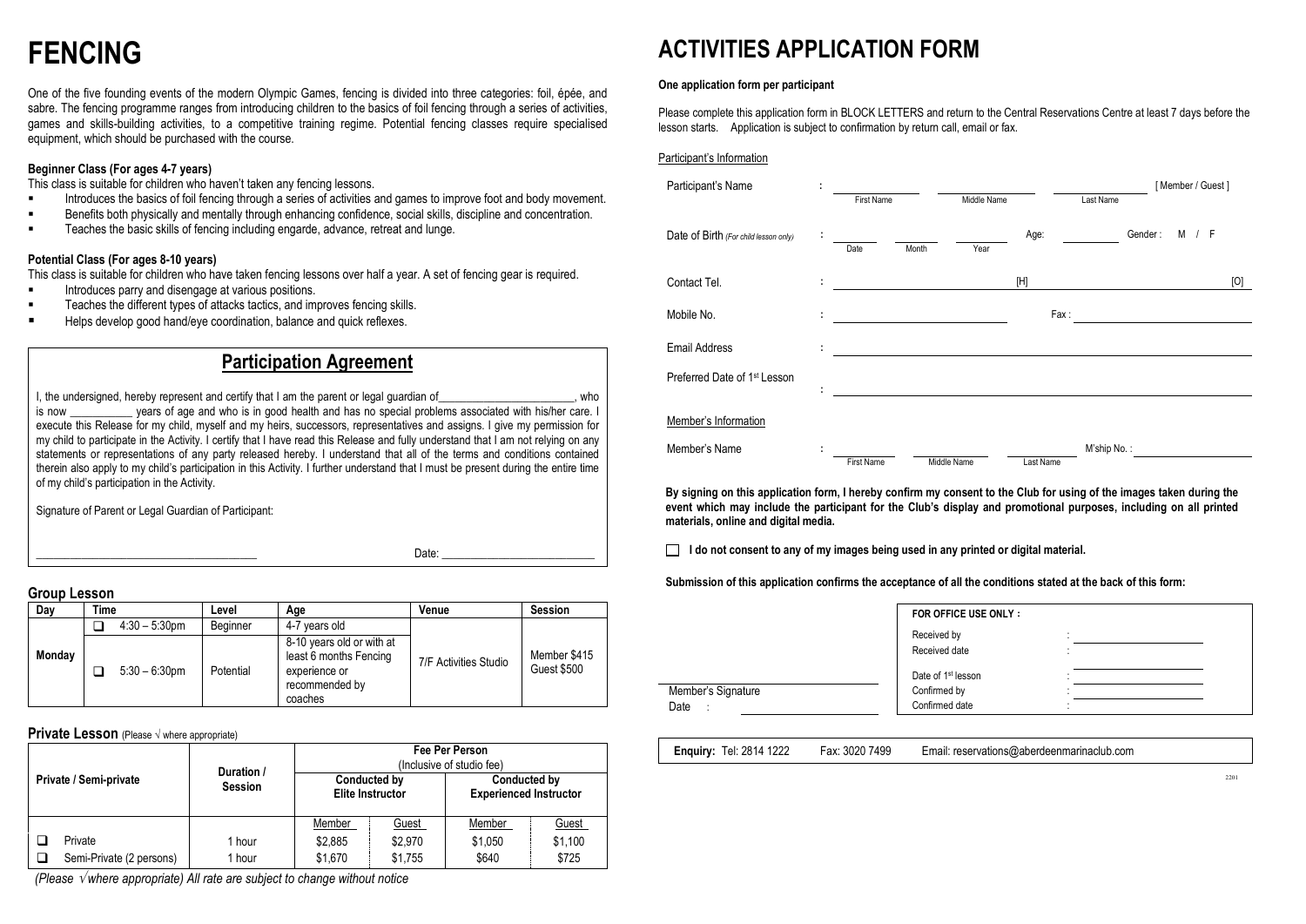# FENCING

One of the five founding events of the modern Olympic Games, fencing is divided into three categories: foil, épée, and sabre. The fencing programme ranges from introducing children to the basics of foil fencing through a series of activities, games and skills-building activities, to a competitive training regime. Potential fencing classes require specialised equipment, which should be purchased with the course.

**Beginner Class (For ages 4-7 years)**

This class is suitable for children who haven't taken any fencing lessons.

- Introduces the basics of foil fencing through a series of activities and games to improve foot and body movement.
- Benefits both physically and mentally through enhancing confidence, social skills, discipline and concentration.
- Teaches the basic skills of fencing including engarde, advance, retreat and lunge.

**Potential Class (For ages 8-10 years)**

This class is suitable for children who have taken fencing lessons over half a year. A set of fencing gear is required.

- Introduces parry and disengage at various positions.
- Teaches the different types of attacks tactics, and improves fencing skills.
- Helps develop good hand/eye coordination, balance and quick reflexes.

## Participation Agreement

I, the undersigned, hereby represent and certify that I am the parent or legal guardian of________________________, who is now ___________ years of age and who is in good health and has no special problems associated with his/her care. I execute this Release for my child, myself and my heirs, successors, representatives and assigns. I give my permission for my child to participate in the Activity. I certify that I have read this Release and fully understand that I am not relying on any statements or representations of any party released hereby. I understand that all of the terms and conditions contained therein also apply to my child's participation in this Activity. I further understand that I must be present during the entire time of my child's participation in the Activity.

Signature of Parent or Legal Guardian of Participant:

_____________________________________ Date: __________________________

### Group Lesson

| Day | Time | Level | Age | Venue | Session |
|---|---|---|---|---|---|
| Monday | ❑ 4:30 – 5:30pm | Beginner | 4-7 years old | 7/F Activities Studio | Member $415<br>Guest $500 |
| | ❑ 5:30 – 6:30pm | Potential | 8-10 years old or with at least 6 months Fencing experience or recommended by coaches | | |

### Private Lesson (Please √ where appropriate)

| Private / Semi-private | Duration / Session | Fee Per Person (Inclusive of studio fee) | | | |
|---|---|---|---|---|---|
| | | Conducted by Elite Instructor | | Conducted by Experienced Instructor | |
| | | Member | Guest | Member | Guest |
| ❑ Private | 1 hour | $2,885 | $2,970 | $1,050 | $1,100 |
| ❑ Semi-Private (2 persons) | 1 hour | $1,670 | $1,755 | $640 | $725 |

*(Please √ where appropriate) All rate are subject to change without notice*

# ACTIVITIES APPLICATION FORM

**One application form per participant**

Please complete this application form in BLOCK LETTERS and return to the Central Reservations Centre at least 7 days before the lesson starts. Application is subject to confirmation by return call, email or fax.

Participant's Information

Participant's Name : ____________ (First Name) ____________ (Middle Name) ____________ (Last Name) [ Member / Guest ]

Date of Birth *(For child lesson only)* : ______ (Date) ______ (Month) ______ (Year) Age: ________ Gender : M / F

Contact Tel. : ____________________ [H] ____________________ [O]

Mobile No. : ____________________ Fax : ____________________

Email Address : ____________________

Preferred Date of 1st Lesson : ____________________

Member's Information

Member's Name : ____________ (First Name) ____________ (Middle Name) ____________ (Last Name) M'ship No. : ____________

**By signing on this application form, I hereby confirm my consent to the Club for using of the images taken during the event which may include the participant for the Club's display and promotional purposes, including on all printed materials, online and digital media.**

❑ **I do not consent to any of my images being used in any printed or digital material.**

**Submission of this application confirms the acceptance of all the conditions stated at the back of this form:**

_______________________
Member's Signature
Date : ________________

**FOR OFFICE USE ONLY :**

Received by : ____________
Received date : ____________
Date of 1st lesson : ____________
Confirmed by : ____________
Confirmed date : ____________

**Enquiry:** Tel: 2814 1222 Fax: 3020 7499 Email: reservations@aberdeenmarinaclub.com

2201